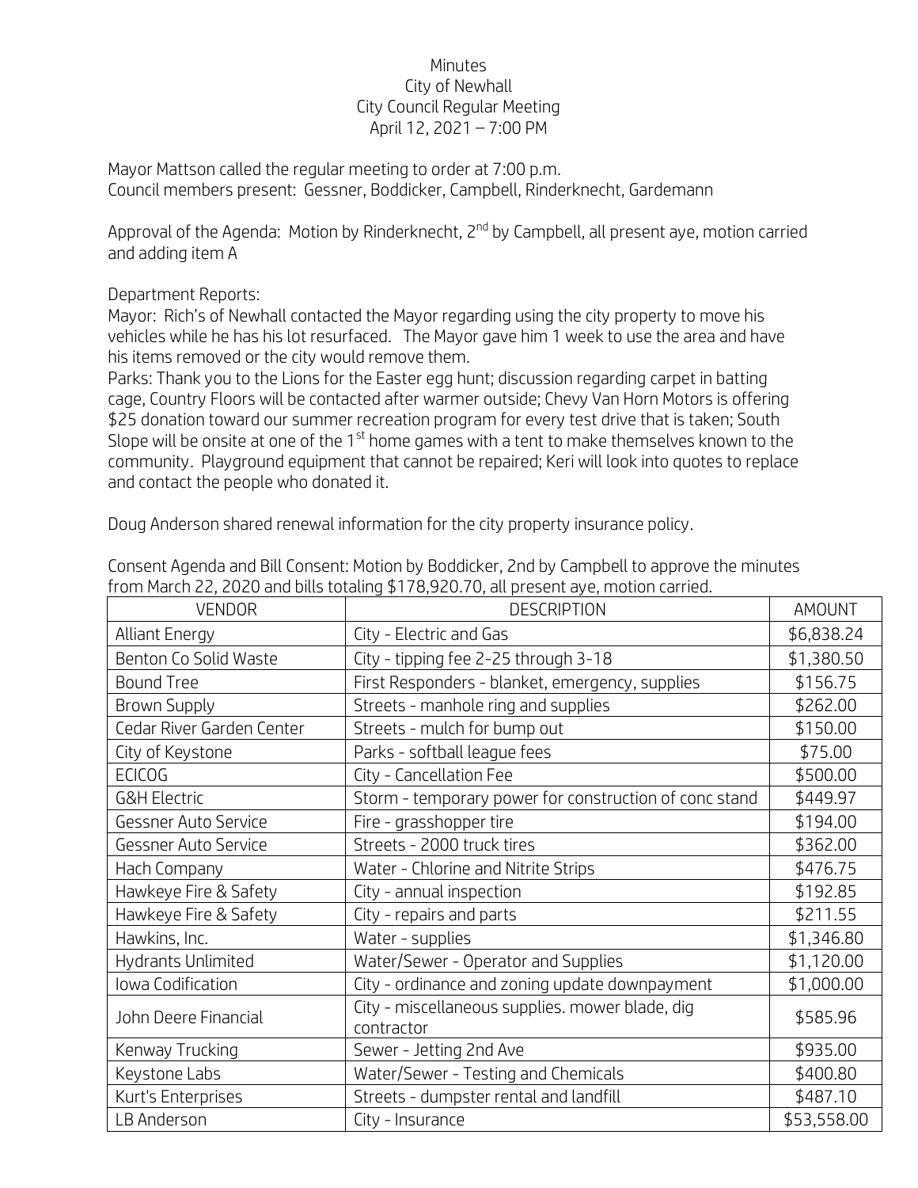Minutes
City of Newhall
City Council Regular Meeting
April 12, 2021 – 7:00 PM

Mayor Mattson called the regular meeting to order at 7:00 p.m.
Council members present: Gessner, Boddicker, Campbell, Rinderknecht, Gardemann

Approval of the Agenda: Motion by Rinderknecht, 2nd by Campbell, all present aye, motion carried and adding item A

Department Reports:
Mayor: Rich's of Newhall contacted the Mayor regarding using the city property to move his vehicles while he has his lot resurfaced. The Mayor gave him 1 week to use the area and have his items removed or the city would remove them.
Parks: Thank you to the Lions for the Easter egg hunt; discussion regarding carpet in batting cage, Country Floors will be contacted after warmer outside; Chevy Van Horn Motors is offering $25 donation toward our summer recreation program for every test drive that is taken; South Slope will be onsite at one of the 1st home games with a tent to make themselves known to the community. Playground equipment that cannot be repaired; Keri will look into quotes to replace and contact the people who donated it.

Doug Anderson shared renewal information for the city property insurance policy.

Consent Agenda and Bill Consent: Motion by Boddicker, 2nd by Campbell to approve the minutes from March 22, 2020 and bills totaling $178,920.70, all present aye, motion carried.

| VENDOR | DESCRIPTION | AMOUNT |
|---|---|---|
| Alliant Energy | City - Electric and Gas | $6,838.24 |
| Benton Co Solid Waste | City - tipping fee 2-25 through 3-18 | $1,380.50 |
| Bound Tree | First Responders - blanket, emergency, supplies | $156.75 |
| Brown Supply | Streets - manhole ring and supplies | $262.00 |
| Cedar River Garden Center | Streets - mulch for bump out | $150.00 |
| City of Keystone | Parks - softball league fees | $75.00 |
| ECICOG | City - Cancellation Fee | $500.00 |
| G&H Electric | Storm - temporary power for construction of conc stand | $449.97 |
| Gessner Auto Service | Fire - grasshopper tire | $194.00 |
| Gessner Auto Service | Streets - 2000 truck tires | $362.00 |
| Hach Company | Water - Chlorine and Nitrite Strips | $476.75 |
| Hawkeye Fire & Safety | City - annual inspection | $192.85 |
| Hawkeye Fire & Safety | City - repairs and parts | $211.55 |
| Hawkins, Inc. | Water - supplies | $1,346.80 |
| Hydrants Unlimited | Water/Sewer - Operator and Supplies | $1,120.00 |
| Iowa Codification | City - ordinance and zoning update downpayment | $1,000.00 |
| John Deere Financial | City - miscellaneous supplies. mower blade, dig contractor | $585.96 |
| Kenway Trucking | Sewer - Jetting 2nd Ave | $935.00 |
| Keystone Labs | Water/Sewer - Testing and Chemicals | $400.80 |
| Kurt's Enterprises | Streets - dumpster rental and landfill | $487.10 |
| LB Anderson | City - Insurance | $53,558.00 |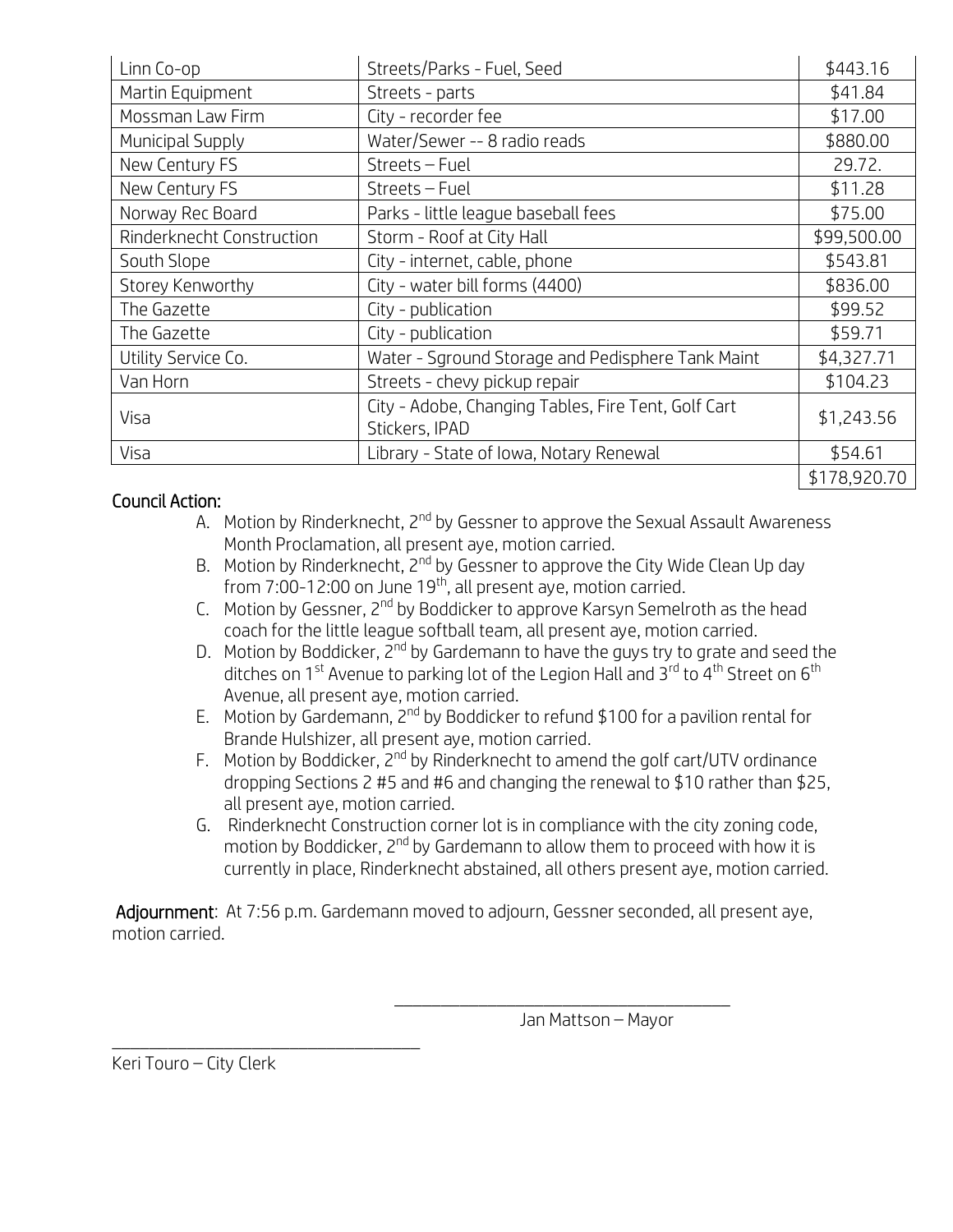| | | |
|---|---|---|
| Linn Co-op | Streets/Parks - Fuel, Seed | \$443.16 |
| Martin Equipment | Streets - parts | \$41.84 |
| Mossman Law Firm | City - recorder fee | \$17.00 |
| Municipal Supply | Water/Sewer -- 8 radio reads | \$880.00 |
| New Century FS | Streets – Fuel | 29.72. |
| New Century FS | Streets – Fuel | \$11.28 |
| Norway Rec Board | Parks - little league baseball fees | \$75.00 |
| Rinderknecht Construction | Storm - Roof at City Hall | \$99,500.00 |
| South Slope | City - internet, cable, phone | \$543.81 |
| Storey Kenworthy | City - water bill forms (4400) | \$836.00 |
| The Gazette | City - publication | \$99.52 |
| The Gazette | City - publication | \$59.71 |
| Utility Service Co. | Water - Sground Storage and Pedisphere Tank Maint | \$4,327.71 |
| Van Horn | Streets - chevy pickup repair | \$104.23 |
| Visa | City - Adobe, Changing Tables, Fire Tent, Golf Cart Stickers, IPAD | \$1,243.56 |
| Visa | Library - State of Iowa, Notary Renewal | \$54.61 |
| | | \$178,920.70 |

**Council Action:**

A. Motion by Rinderknecht, 2nd by Gessner to approve the Sexual Assault Awareness Month Proclamation, all present aye, motion carried.
B. Motion by Rinderknecht, 2nd by Gessner to approve the City Wide Clean Up day from 7:00-12:00 on June 19th, all present aye, motion carried.
C. Motion by Gessner, 2nd by Boddicker to approve Karsyn Semelroth as the head coach for the little league softball team, all present aye, motion carried.
D. Motion by Boddicker, 2nd by Gardemann to have the guys try to grate and seed the ditches on 1st Avenue to parking lot of the Legion Hall and 3rd to 4th Street on 6th Avenue, all present aye, motion carried.
E. Motion by Gardemann, 2nd by Boddicker to refund \$100 for a pavilion rental for Brande Hulshizer, all present aye, motion carried.
F. Motion by Boddicker, 2nd by Rinderknecht to amend the golf cart/UTV ordinance dropping Sections 2 #5 and #6 and changing the renewal to \$10 rather than \$25, all present aye, motion carried.
G. Rinderknecht Construction corner lot is in compliance with the city zoning code, motion by Boddicker, 2nd by Gardemann to allow them to proceed with how it is currently in place, Rinderknecht abstained, all others present aye, motion carried.

**Adjournment**: At 7:56 p.m. Gardemann moved to adjourn, Gessner seconded, all present aye, motion carried.

\_\_\_\_\_\_\_\_\_\_\_\_\_\_\_\_\_\_\_\_\_\_\_\_\_\_\_\_\_\_\_\_\_\_\_\_\_\_\_\_

Jan Mattson – Mayor

\_\_\_\_\_\_\_\_\_\_\_\_\_\_\_\_\_\_\_\_\_\_\_\_\_\_\_\_\_\_\_\_\_\_\_\_\_\_

Keri Touro – City Clerk